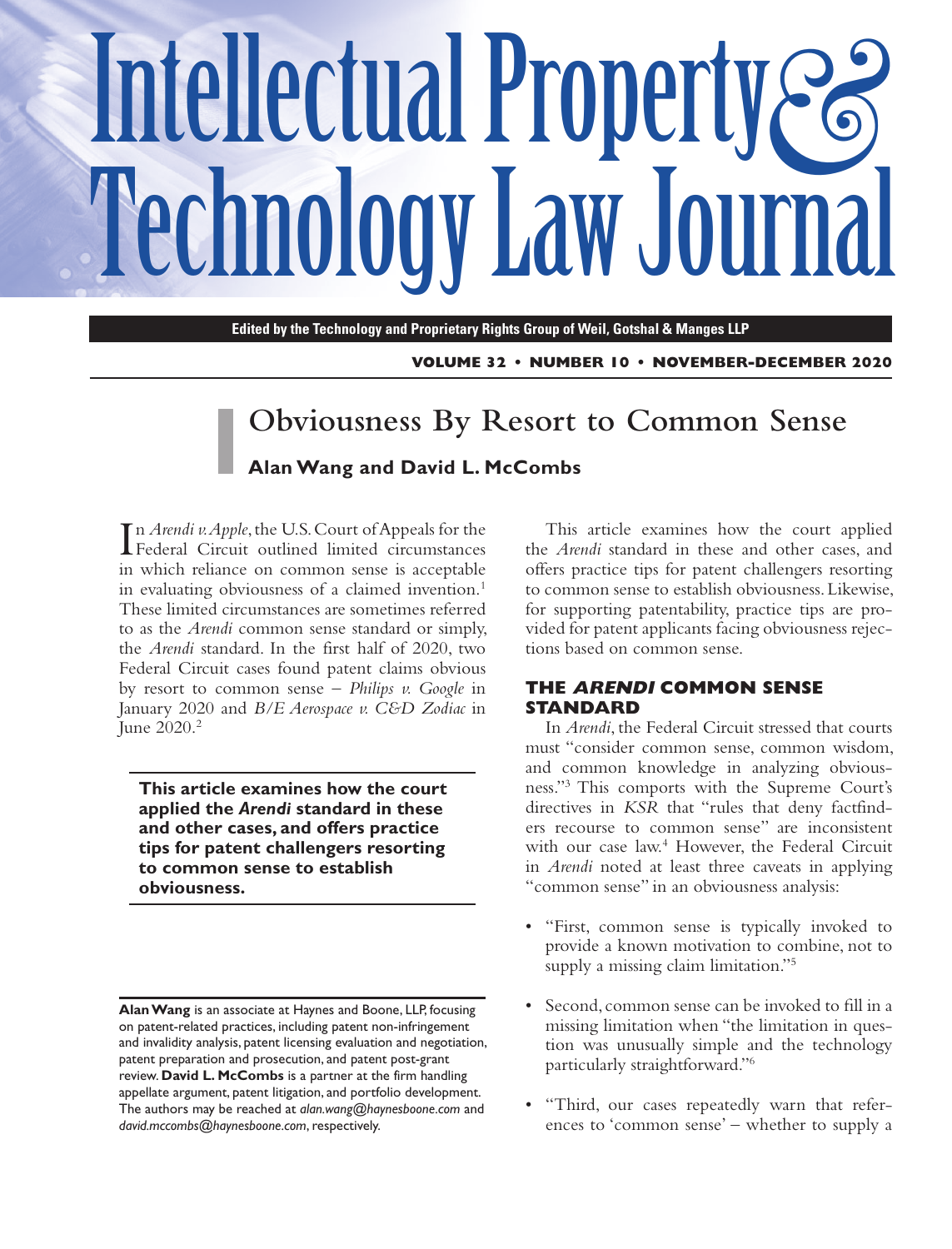# Intellectual Property & Technology Law Journal

**Edited by the Technology and Proprietary Rights Group of Weil, Gotshal & Manges LLP**

**VOLUME 32 • NUMBER 10 • NOVEMBER-DECEMBER 2020**

## Obviousness By Resort to Common Sense

**Alan Wang and David L. McCombs**

In *Arendi v. Apple*, the U.S. Court of Appeals for the Federal Circuit outlined limited circumstances in which reliance on common sense is acceptable in evaluating obviousness of a claimed invention.[1] These limited circumstances are sometimes referred to as the *Arendi* common sense standard or simply, the *Arendi* standard. In the first half of 2020, two Federal Circuit cases found patent claims obvious by resort to common sense – *Philips v. Google* in January 2020 and *B/E Aerospace v. C&D Zodiac* in June 2020.[2]

**This article examines how the court applied the *Arendi* standard in these and other cases, and offers practice tips for patent challengers resorting to common sense to establish obviousness.**

**Alan Wang** is an associate at Haynes and Boone, LLP, focusing on patent-related practices, including patent non-infringement and invalidity analysis, patent licensing evaluation and negotiation, patent preparation and prosecution, and patent post-grant review. **David L. McCombs** is a partner at the firm handling appellate argument, patent litigation, and portfolio development. The authors may be reached at *alan.wang@haynesboone.com* and *david.mccombs@haynesboone.com*, respectively.

This article examines how the court applied the *Arendi* standard in these and other cases, and offers practice tips for patent challengers resorting to common sense to establish obviousness. Likewise, for supporting patentability, practice tips are provided for patent applicants facing obviousness rejections based on common sense.

### THE *ARENDI* COMMON SENSE STANDARD

In *Arendi*, the Federal Circuit stressed that courts must "consider common sense, common wisdom, and common knowledge in analyzing obviousness."[3] This comports with the Supreme Court's directives in *KSR* that "rules that deny factfinders recourse to common sense" are inconsistent with our case law.[4] However, the Federal Circuit in *Arendi* noted at least three caveats in applying "common sense" in an obviousness analysis:

- "First, common sense is typically invoked to provide a known motivation to combine, not to supply a missing claim limitation."[5]
- Second, common sense can be invoked to fill in a missing limitation when "the limitation in question was unusually simple and the technology particularly straightforward."[6]
- "Third, our cases repeatedly warn that references to 'common sense' – whether to supply a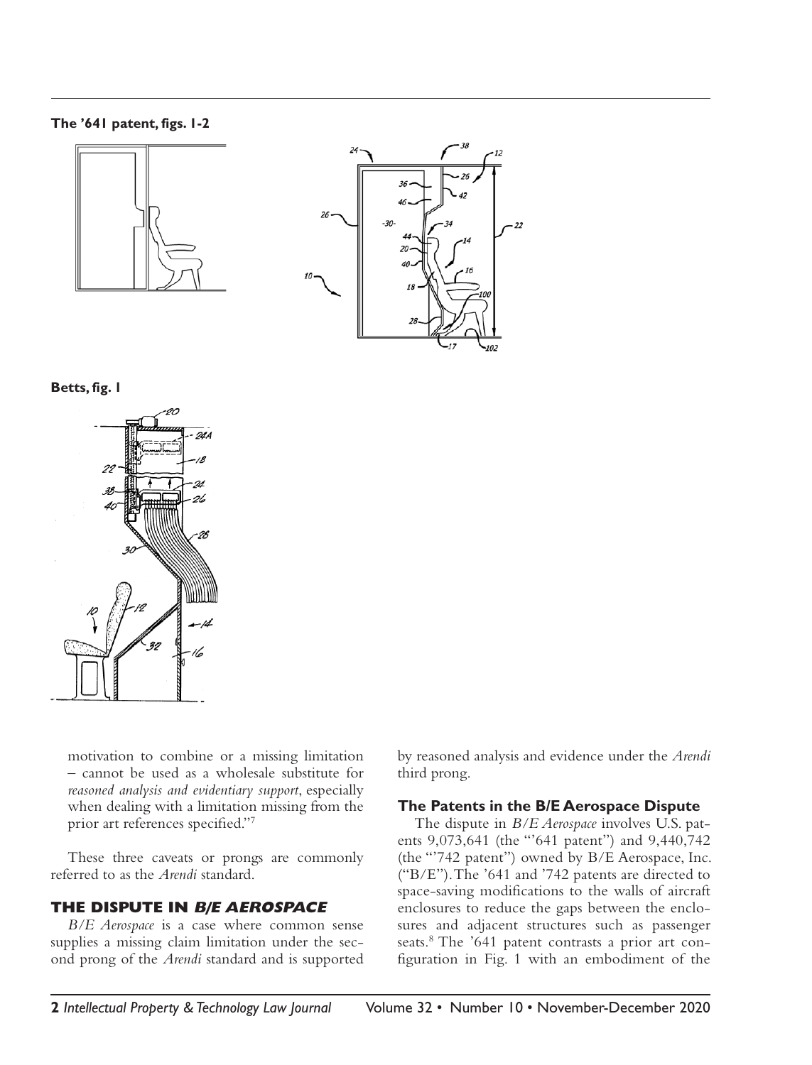**The '641 patent, figs. 1-2**

**Betts, fig. 1**

motivation to combine or a missing limitation – cannot be used as a wholesale substitute for *reasoned analysis and evidentiary support*, especially when dealing with a limitation missing from the prior art references specified."[7]

These three caveats or prongs are commonly referred to as the *Arendi* standard.

## THE DISPUTE IN *B/E AEROSPACE*

*B/E Aerospace* is a case where common sense supplies a missing claim limitation under the second prong of the *Arendi* standard and is supported by reasoned analysis and evidence under the *Arendi* third prong.

### The Patents in the B/E Aerospace Dispute

The dispute in *B/E Aerospace* involves U.S. patents 9,073,641 (the "'641 patent") and 9,440,742 (the "'742 patent") owned by B/E Aerospace, Inc. ("B/E"). The '641 and '742 patents are directed to space-saving modifications to the walls of aircraft enclosures to reduce the gaps between the enclosures and adjacent structures such as passenger seats.[8] The '641 patent contrasts a prior art configuration in Fig. 1 with an embodiment of the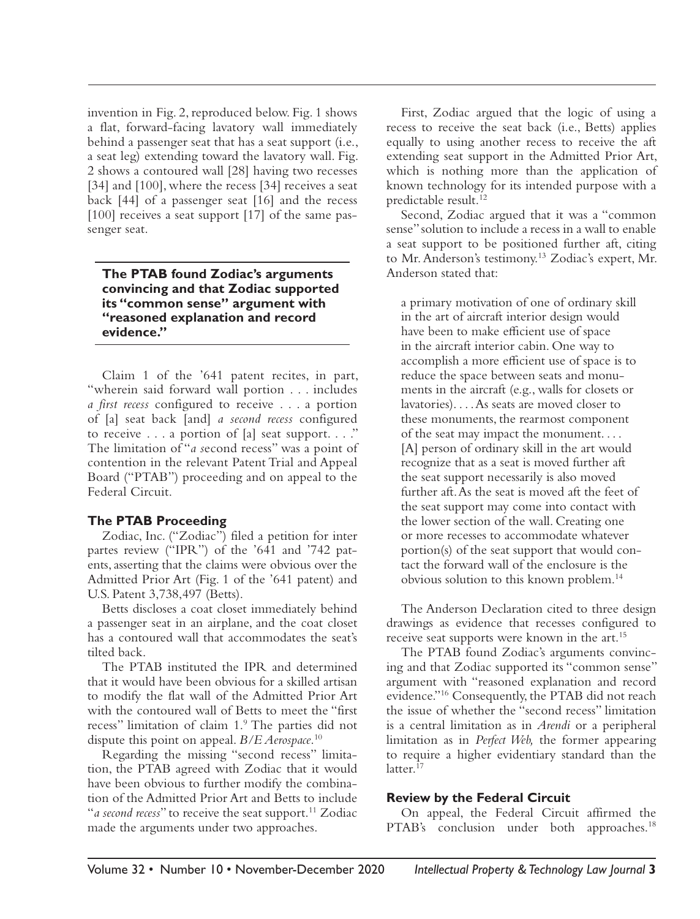invention in Fig. 2, reproduced below. Fig. 1 shows a flat, forward-facing lavatory wall immediately behind a passenger seat that has a seat support (i.e., a seat leg) extending toward the lavatory wall. Fig. 2 shows a contoured wall [28] having two recesses [34] and [100], where the recess [34] receives a seat back [44] of a passenger seat [16] and the recess [100] receives a seat support [17] of the same passenger seat.

**The PTAB found Zodiac's arguments convincing and that Zodiac supported its "common sense" argument with "reasoned explanation and record evidence."**

Claim 1 of the '641 patent recites, in part, "wherein said forward wall portion . . . includes *a first recess* configured to receive . . . a portion of [a] seat back [and] *a second recess* configured to receive . . . a portion of [a] seat support. . . ." The limitation of "*a s*econd recess" was a point of contention in the relevant Patent Trial and Appeal Board ("PTAB") proceeding and on appeal to the Federal Circuit.

### The PTAB Proceeding

Zodiac, Inc. ("Zodiac") filed a petition for inter partes review ("IPR") of the '641 and '742 patents, asserting that the claims were obvious over the Admitted Prior Art (Fig. 1 of the '641 patent) and U.S. Patent 3,738,497 (Betts).

Betts discloses a coat closet immediately behind a passenger seat in an airplane, and the coat closet has a contoured wall that accommodates the seat's tilted back.

The PTAB instituted the IPR and determined that it would have been obvious for a skilled artisan to modify the flat wall of the Admitted Prior Art with the contoured wall of Betts to meet the "first recess" limitation of claim 1.[9] The parties did not dispute this point on appeal. *B/E Aerospace*.[10]

Regarding the missing "second recess" limitation, the PTAB agreed with Zodiac that it would have been obvious to further modify the combination of the Admitted Prior Art and Betts to include "*a second recess*" to receive the seat support.[11] Zodiac made the arguments under two approaches.

First, Zodiac argued that the logic of using a recess to receive the seat back (i.e., Betts) applies equally to using another recess to receive the aft extending seat support in the Admitted Prior Art, which is nothing more than the application of known technology for its intended purpose with a predictable result.[12]

Second, Zodiac argued that it was a "common sense" solution to include a recess in a wall to enable a seat support to be positioned further aft, citing to Mr. Anderson's testimony.[13] Zodiac's expert, Mr. Anderson stated that:

> a primary motivation of one of ordinary skill in the art of aircraft interior design would have been to make efficient use of space in the aircraft interior cabin. One way to accomplish a more efficient use of space is to reduce the space between seats and monuments in the aircraft (e.g., walls for closets or lavatories). . . . As seats are moved closer to these monuments, the rearmost component of the seat may impact the monument. . . . [A] person of ordinary skill in the art would recognize that as a seat is moved further aft the seat support necessarily is also moved further aft. As the seat is moved aft the feet of the seat support may come into contact with the lower section of the wall. Creating one or more recesses to accommodate whatever portion(s) of the seat support that would contact the forward wall of the enclosure is the obvious solution to this known problem.[14]

The Anderson Declaration cited to three design drawings as evidence that recesses configured to receive seat supports were known in the art.[15]

The PTAB found Zodiac's arguments convincing and that Zodiac supported its "common sense" argument with "reasoned explanation and record evidence."[16] Consequently, the PTAB did not reach the issue of whether the "second recess" limitation is a central limitation as in *Arendi* or a peripheral limitation as in *Perfect Web,* the former appearing to require a higher evidentiary standard than the latter.[17]

### Review by the Federal Circuit

On appeal, the Federal Circuit affirmed the PTAB's conclusion under both approaches.[18]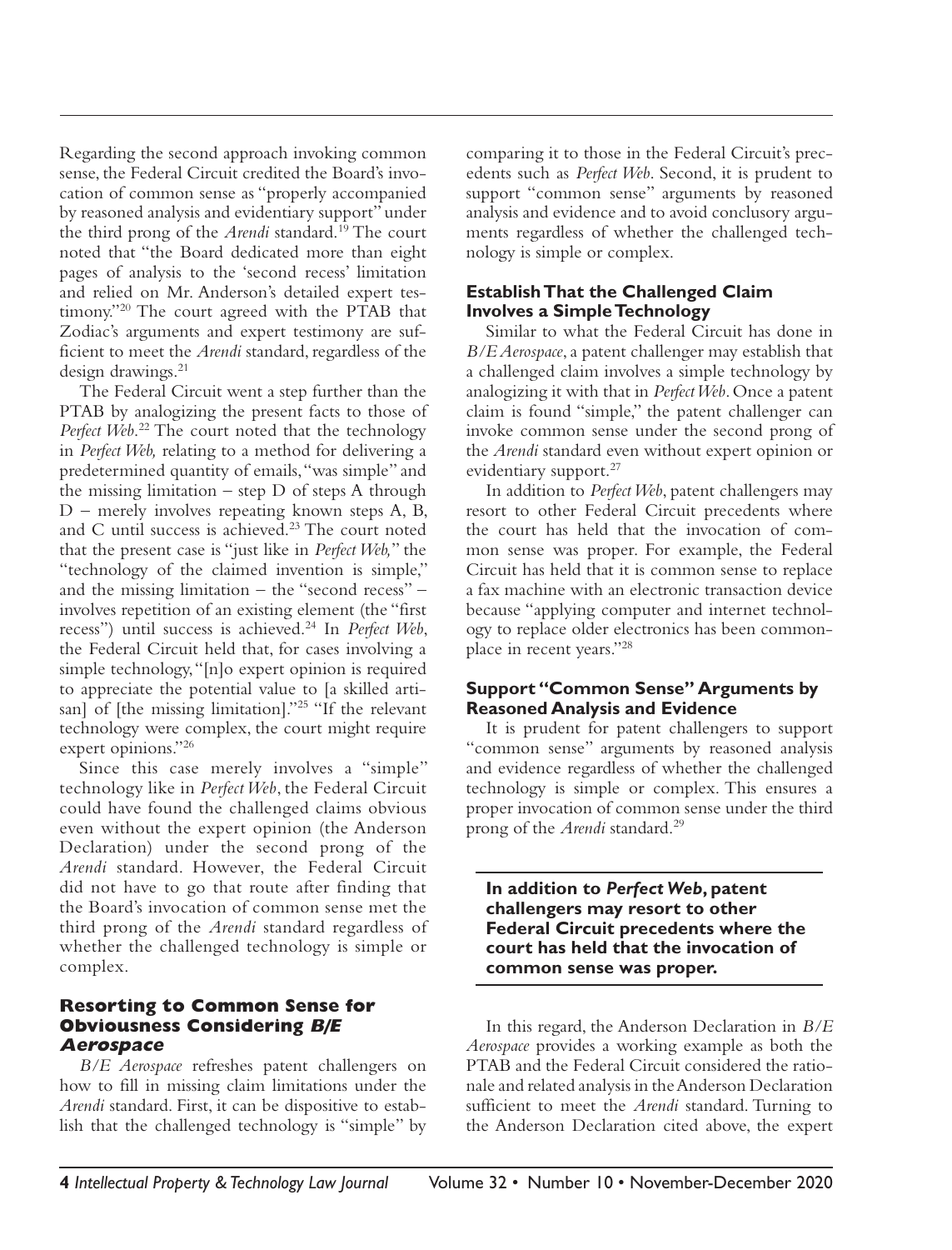Regarding the second approach invoking common sense, the Federal Circuit credited the Board's invocation of common sense as "properly accompanied by reasoned analysis and evidentiary support" under the third prong of the *Arendi* standard.[19] The court noted that "the Board dedicated more than eight pages of analysis to the 'second recess' limitation and relied on Mr. Anderson's detailed expert testimony."[20] The court agreed with the PTAB that Zodiac's arguments and expert testimony are sufficient to meet the *Arendi* standard, regardless of the design drawings.[21]

The Federal Circuit went a step further than the PTAB by analogizing the present facts to those of *Perfect Web*.[22] The court noted that the technology in *Perfect Web,* relating to a method for delivering a predetermined quantity of emails, "was simple" and the missing limitation – step D of steps A through D – merely involves repeating known steps A, B, and C until success is achieved.[23] The court noted that the present case is "just like in *Perfect Web,*" the "technology of the claimed invention is simple," and the missing limitation – the "second recess" – involves repetition of an existing element (the "first recess") until success is achieved.[24] In *Perfect Web*, the Federal Circuit held that, for cases involving a simple technology, "[n]o expert opinion is required to appreciate the potential value to [a skilled artisan] of [the missing limitation]."[25] "If the relevant technology were complex, the court might require expert opinions."[26]

Since this case merely involves a "simple" technology like in *Perfect Web*, the Federal Circuit could have found the challenged claims obvious even without the expert opinion (the Anderson Declaration) under the second prong of the *Arendi* standard. However, the Federal Circuit did not have to go that route after finding that the Board's invocation of common sense met the third prong of the *Arendi* standard regardless of whether the challenged technology is simple or complex.

## Resorting to Common Sense for Obviousness Considering *B/E Aerospace*

*B/E Aerospace* refreshes patent challengers on how to fill in missing claim limitations under the *Arendi* standard. First, it can be dispositive to establish that the challenged technology is "simple" by comparing it to those in the Federal Circuit's precedents such as *Perfect Web*. Second, it is prudent to support "common sense" arguments by reasoned analysis and evidence and to avoid conclusory arguments regardless of whether the challenged technology is simple or complex.

### Establish That the Challenged Claim Involves a Simple Technology

Similar to what the Federal Circuit has done in *B/E Aerospace*, a patent challenger may establish that a challenged claim involves a simple technology by analogizing it with that in *Perfect Web*. Once a patent claim is found "simple," the patent challenger can invoke common sense under the second prong of the *Arendi* standard even without expert opinion or evidentiary support.[27]

In addition to *Perfect Web*, patent challengers may resort to other Federal Circuit precedents where the court has held that the invocation of common sense was proper. For example, the Federal Circuit has held that it is common sense to replace a fax machine with an electronic transaction device because "applying computer and internet technology to replace older electronics has been commonplace in recent years."[28]

### Support "Common Sense" Arguments by Reasoned Analysis and Evidence

It is prudent for patent challengers to support "common sense" arguments by reasoned analysis and evidence regardless of whether the challenged technology is simple or complex. This ensures a proper invocation of common sense under the third prong of the *Arendi* standard.[29]

**In addition to *Perfect Web*, patent challengers may resort to other Federal Circuit precedents where the court has held that the invocation of common sense was proper.**

In this regard, the Anderson Declaration in *B/E Aerospace* provides a working example as both the PTAB and the Federal Circuit considered the rationale and related analysis in the Anderson Declaration sufficient to meet the *Arendi* standard. Turning to the Anderson Declaration cited above, the expert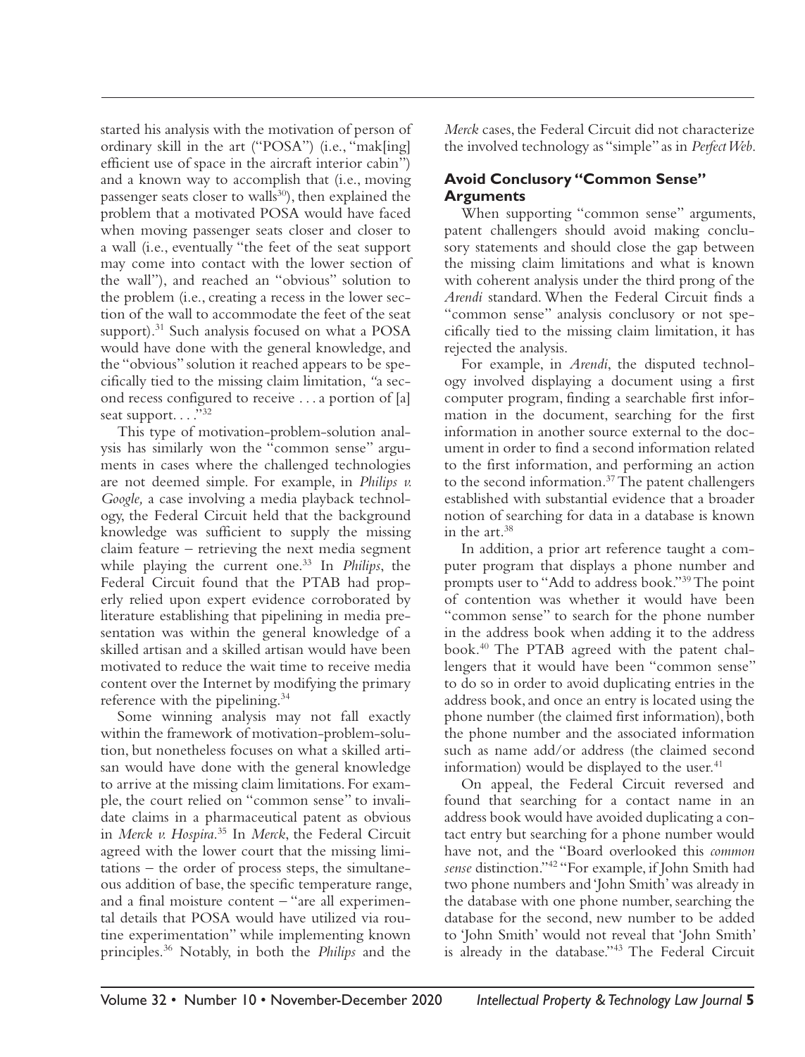started his analysis with the motivation of person of ordinary skill in the art ("POSA") (i.e., "mak[ing] efficient use of space in the aircraft interior cabin") and a known way to accomplish that (i.e., moving passenger seats closer to walls[30]), then explained the problem that a motivated POSA would have faced when moving passenger seats closer and closer to a wall (i.e., eventually "the feet of the seat support may come into contact with the lower section of the wall"), and reached an "obvious" solution to the problem (i.e., creating a recess in the lower section of the wall to accommodate the feet of the seat support).[31] Such analysis focused on what a POSA would have done with the general knowledge, and the "obvious" solution it reached appears to be specifically tied to the missing claim limitation, "a second recess configured to receive . . . a portion of [a] seat support. . . ."[32]

This type of motivation-problem-solution analysis has similarly won the "common sense" arguments in cases where the challenged technologies are not deemed simple. For example, in *Philips v. Google,* a case involving a media playback technology, the Federal Circuit held that the background knowledge was sufficient to supply the missing claim feature – retrieving the next media segment while playing the current one.[33] In *Philips*, the Federal Circuit found that the PTAB had properly relied upon expert evidence corroborated by literature establishing that pipelining in media presentation was within the general knowledge of a skilled artisan and a skilled artisan would have been motivated to reduce the wait time to receive media content over the Internet by modifying the primary reference with the pipelining.[34]

Some winning analysis may not fall exactly within the framework of motivation-problem-solution, but nonetheless focuses on what a skilled artisan would have done with the general knowledge to arrive at the missing claim limitations. For example, the court relied on "common sense" to invalidate claims in a pharmaceutical patent as obvious in *Merck v. Hospira.*[35] In *Merck*, the Federal Circuit agreed with the lower court that the missing limitations – the order of process steps, the simultaneous addition of base, the specific temperature range, and a final moisture content – "are all experimental details that POSA would have utilized via routine experimentation" while implementing known principles.[36] Notably, in both the *Philips* and the *Merck* cases, the Federal Circuit did not characterize the involved technology as "simple" as in *Perfect Web*.

## Avoid Conclusory "Common Sense" Arguments

When supporting "common sense" arguments, patent challengers should avoid making conclusory statements and should close the gap between the missing claim limitations and what is known with coherent analysis under the third prong of the *Arendi* standard. When the Federal Circuit finds a "common sense" analysis conclusory or not specifically tied to the missing claim limitation, it has rejected the analysis.

For example, in *Arendi*, the disputed technology involved displaying a document using a first computer program, finding a searchable first information in the document, searching for the first information in another source external to the document in order to find a second information related to the first information, and performing an action to the second information.[37] The patent challengers established with substantial evidence that a broader notion of searching for data in a database is known in the art.[38]

In addition, a prior art reference taught a computer program that displays a phone number and prompts user to "Add to address book."[39] The point of contention was whether it would have been "common sense" to search for the phone number in the address book when adding it to the address book.[40] The PTAB agreed with the patent challengers that it would have been "common sense" to do so in order to avoid duplicating entries in the address book, and once an entry is located using the phone number (the claimed first information), both the phone number and the associated information such as name add/or address (the claimed second information) would be displayed to the user.[41]

On appeal, the Federal Circuit reversed and found that searching for a contact name in an address book would have avoided duplicating a contact entry but searching for a phone number would have not, and the "Board overlooked this *common sense* distinction."[42] "For example, if John Smith had two phone numbers and 'John Smith' was already in the database with one phone number, searching the database for the second, new number to be added to 'John Smith' would not reveal that 'John Smith' is already in the database."[43] The Federal Circuit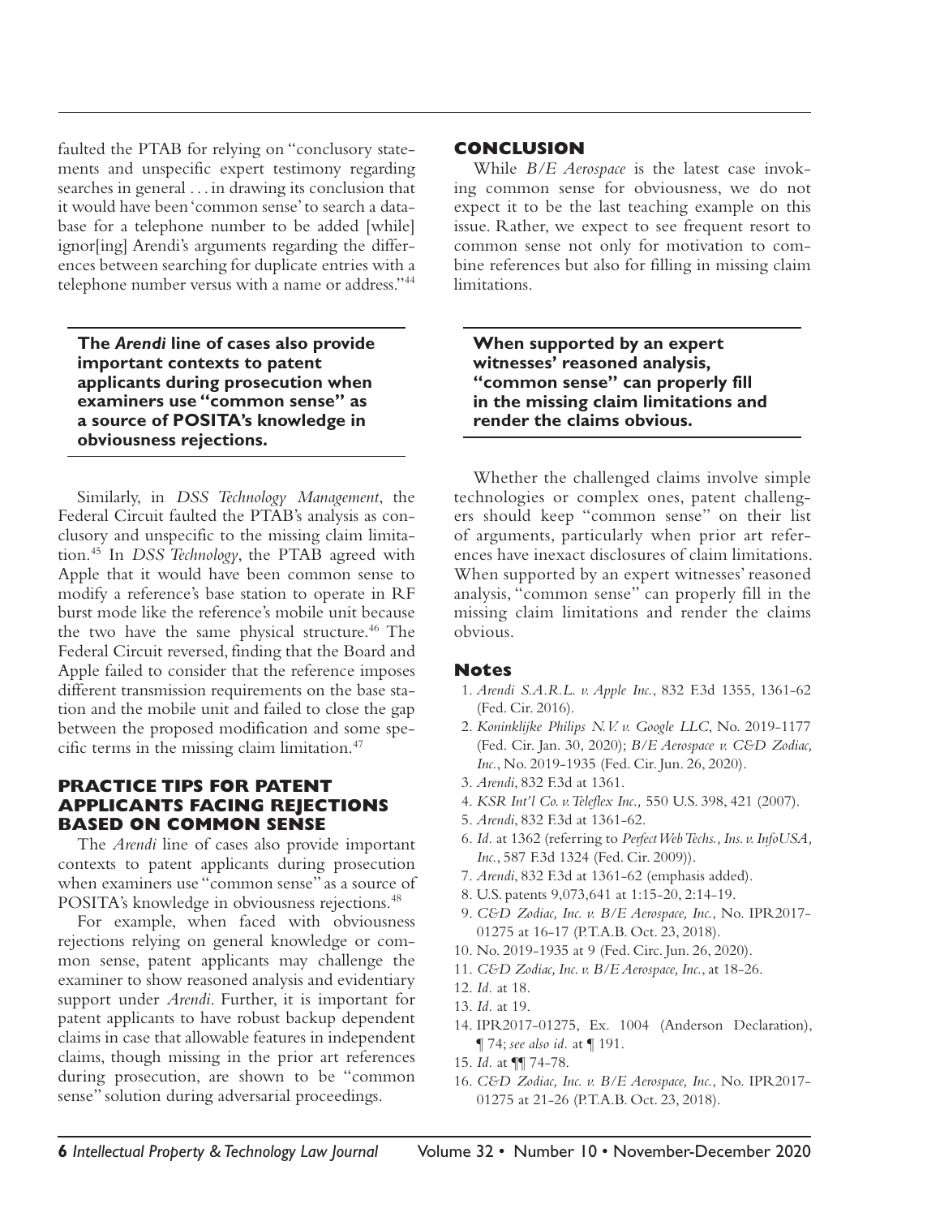faulted the PTAB for relying on "conclusory statements and unspecific expert testimony regarding searches in general . . . in drawing its conclusion that it would have been 'common sense' to search a database for a telephone number to be added [while] ignor[ing] Arendi's arguments regarding the differences between searching for duplicate entries with a telephone number versus with a name or address."[44]

**The *Arendi* line of cases also provide important contexts to patent applicants during prosecution when examiners use "common sense" as a source of POSITA's knowledge in obviousness rejections.**

Similarly, in *DSS Technology Management*, the Federal Circuit faulted the PTAB's analysis as conclusory and unspecific to the missing claim limitation.[45] In *DSS Technology*, the PTAB agreed with Apple that it would have been common sense to modify a reference's base station to operate in RF burst mode like the reference's mobile unit because the two have the same physical structure.[46] The Federal Circuit reversed, finding that the Board and Apple failed to consider that the reference imposes different transmission requirements on the base station and the mobile unit and failed to close the gap between the proposed modification and some specific terms in the missing claim limitation.[47]

## PRACTICE TIPS FOR PATENT APPLICANTS FACING REJECTIONS BASED ON COMMON SENSE

The *Arendi* line of cases also provide important contexts to patent applicants during prosecution when examiners use "common sense" as a source of POSITA's knowledge in obviousness rejections.[48]

For example, when faced with obviousness rejections relying on general knowledge or common sense, patent applicants may challenge the examiner to show reasoned analysis and evidentiary support under *Arendi*. Further, it is important for patent applicants to have robust backup dependent claims in case that allowable features in independent claims, though missing in the prior art references during prosecution, are shown to be "common sense" solution during adversarial proceedings.

## CONCLUSION

While *B/E Aerospace* is the latest case invoking common sense for obviousness, we do not expect it to be the last teaching example on this issue. Rather, we expect to see frequent resort to common sense not only for motivation to combine references but also for filling in missing claim limitations.

**When supported by an expert witnesses' reasoned analysis, "common sense" can properly fill in the missing claim limitations and render the claims obvious.**

Whether the challenged claims involve simple technologies or complex ones, patent challengers should keep "common sense" on their list of arguments, particularly when prior art references have inexact disclosures of claim limitations. When supported by an expert witnesses' reasoned analysis, "common sense" can properly fill in the missing claim limitations and render the claims obvious.

## Notes

1. *Arendi S.A.R.L. v. Apple Inc.*, 832 F.3d 1355, 1361-62 (Fed. Cir. 2016).
2. *Koninklijke Philips N.V. v. Google LLC*, No. 2019-1177 (Fed. Cir. Jan. 30, 2020); *B/E Aerospace v. C&D Zodiac, Inc.*, No. 2019-1935 (Fed. Cir. Jun. 26, 2020).
3. *Arendi*, 832 F.3d at 1361.
4. *KSR Int'l Co. v. Teleflex Inc.,* 550 U.S. 398, 421 (2007).
5. *Arendi*, 832 F.3d at 1361-62.
6. *Id.* at 1362 (referring to *Perfect Web Techs., Ins. v. InfoUSA, Inc.*, 587 F.3d 1324 (Fed. Cir. 2009)).
7. *Arendi*, 832 F.3d at 1361-62 (emphasis added).
8. U.S. patents 9,073,641 at 1:15-20, 2:14-19.
9. *C&D Zodiac, Inc. v. B/E Aerospace, Inc.*, No. IPR2017-01275 at 16-17 (P.T.A.B. Oct. 23, 2018).
10. No. 2019-1935 at 9 (Fed. Circ. Jun. 26, 2020).
11. *C&D Zodiac, Inc. v. B/E Aerospace, Inc.*, at 18-26.
12. *Id.* at 18.
13. *Id.* at 19.
14. IPR2017-01275, Ex. 1004 (Anderson Declaration), ¶ 74; *see also id.* at ¶ 191.
15. *Id.* at ¶¶ 74-78.
16. *C&D Zodiac, Inc. v. B/E Aerospace, Inc.*, No. IPR2017-01275 at 21-26 (P.T.A.B. Oct. 23, 2018).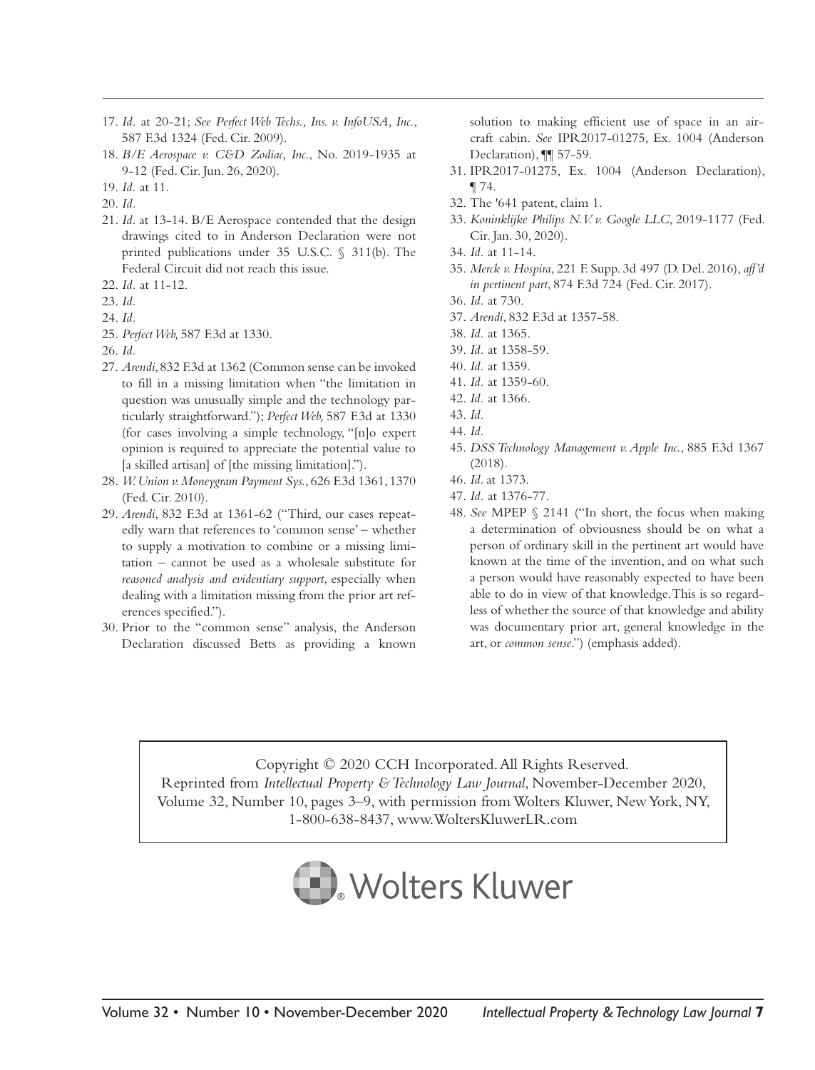17. *Id.* at 20-21; *See Perfect Web Techs., Ins. v. InfoUSA, Inc.*, 587 F.3d 1324 (Fed. Cir. 2009).
18. *B/E Aerospace v. C&D Zodiac, Inc.*, No. 2019-1935 at 9-12 (Fed. Cir. Jun. 26, 2020).
19. *Id.* at 11.
20. *Id.*
21. *Id.* at 13-14. B/E Aerospace contended that the design drawings cited to in Anderson Declaration were not printed publications under 35 U.S.C. § 311(b). The Federal Circuit did not reach this issue.
22. *Id.* at 11-12.
23. *Id.*
24. *Id.*
25. *Perfect Web,* 587 F.3d at 1330.
26. *Id.*
27. *Arendi*, 832 F.3d at 1362 (Common sense can be invoked to fill in a missing limitation when "the limitation in question was unusually simple and the technology particularly straightforward."); *Perfect Web,* 587 F.3d at 1330 (for cases involving a simple technology, "[n]o expert opinion is required to appreciate the potential value to [a skilled artisan] of [the missing limitation].").
28. *W. Union v. Moneygram Payment Sys.*, 626 F.3d 1361, 1370 (Fed. Cir. 2010).
29. *Arendi*, 832 F.3d at 1361-62 ("Third, our cases repeatedly warn that references to 'common sense' – whether to supply a motivation to combine or a missing limitation – cannot be used as a wholesale substitute for *reasoned analysis and evidentiary support*, especially when dealing with a limitation missing from the prior art references specified.").
30. Prior to the "common sense" analysis, the Anderson Declaration discussed Betts as providing a known solution to making efficient use of space in an aircraft cabin. *See* IPR2017-01275, Ex. 1004 (Anderson Declaration), ¶¶ 57-59.
31. IPR2017-01275, Ex. 1004 (Anderson Declaration), ¶ 74.
32. The '641 patent, claim 1.
33. *Koninklijke Philips N.V. v. Google LLC*, 2019-1177 (Fed. Cir. Jan. 30, 2020).
34. *Id.* at 11-14.
35. *Merck v. Hospira*, 221 F. Supp. 3d 497 (D. Del. 2016), *aff'd in pertinent part*, 874 F.3d 724 (Fed. Cir. 2017).
36. *Id.* at 730.
37. *Arendi*, 832 F.3d at 1357-58.
38. *Id.* at 1365.
39. *Id.* at 1358-59.
40. *Id.* at 1359.
41. *Id.* at 1359-60.
42. *Id.* at 1366.
43. *Id.*
44. *Id.*
45. *DSS Technology Management v. Apple Inc.*, 885 F.3d 1367 (2018).
46. *Id.* at 1373.
47. *Id.* at 1376-77.
48. *See* MPEP § 2141 ("In short, the focus when making a determination of obviousness should be on what a person of ordinary skill in the pertinent art would have known at the time of the invention, and on what such a person would have reasonably expected to have been able to do in view of that knowledge. This is so regardless of whether the source of that knowledge and ability was documentary prior art, general knowledge in the art, or *common sense*.") (emphasis added).

Copyright © 2020 CCH Incorporated. All Rights Reserved.
Reprinted from *Intellectual Property & Technology Law Journal*, November-December 2020, Volume 32, Number 10, pages 3–9, with permission from Wolters Kluwer, New York, NY, 1-800-638-8437, www.WoltersKluwerLR.com

Wolters Kluwer